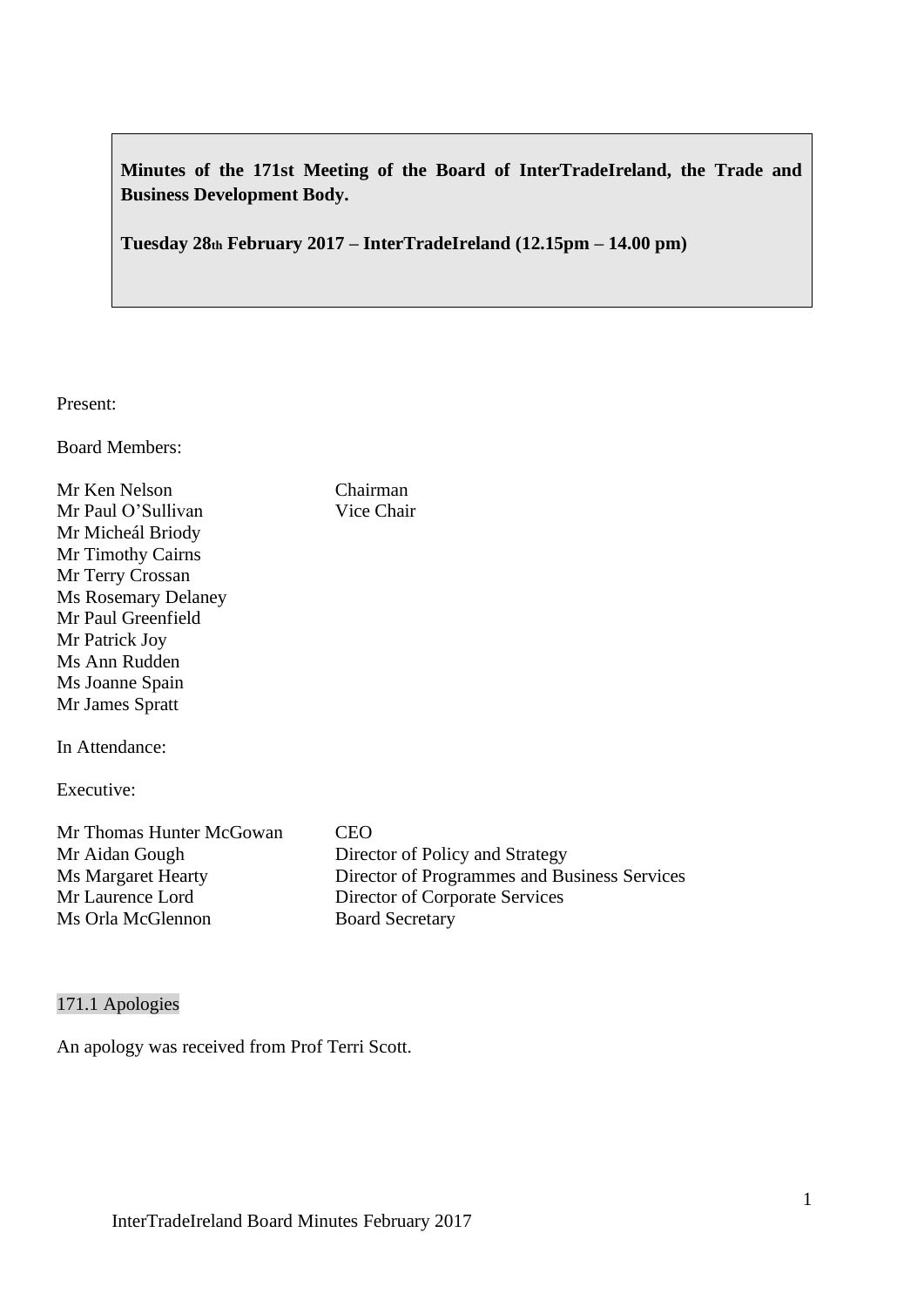**Minutes of the 171st Meeting of the Board of InterTradeIreland, the Trade and Business Development Body.**

**Tuesday 28th February 2017 – InterTradeIreland (12.15pm – 14.00 pm)**

Present:

Board Members:

| | |
|---|---|
| Mr Ken Nelson | Chairman |
| Mr Paul O'Sullivan | Vice Chair |
| Mr Micheál Briody | |
| Mr Timothy Cairns | |
| Mr Terry Crossan | |
| Ms Rosemary Delaney | |
| Mr Paul Greenfield | |
| Mr Patrick Joy | |
| Ms Ann Rudden | |
| Ms Joanne Spain | |
| Mr James Spratt | |

In Attendance:

Executive:

| | |
|---|---|
| Mr Thomas Hunter McGowan | CEO |
| Mr Aidan Gough | Director of Policy and Strategy |
| Ms Margaret Hearty | Director of Programmes and Business Services |
| Mr Laurence Lord | Director of Corporate Services |
| Ms Orla McGlennon | Board Secretary |

## 171.1 Apologies

An apology was received from Prof Terri Scott.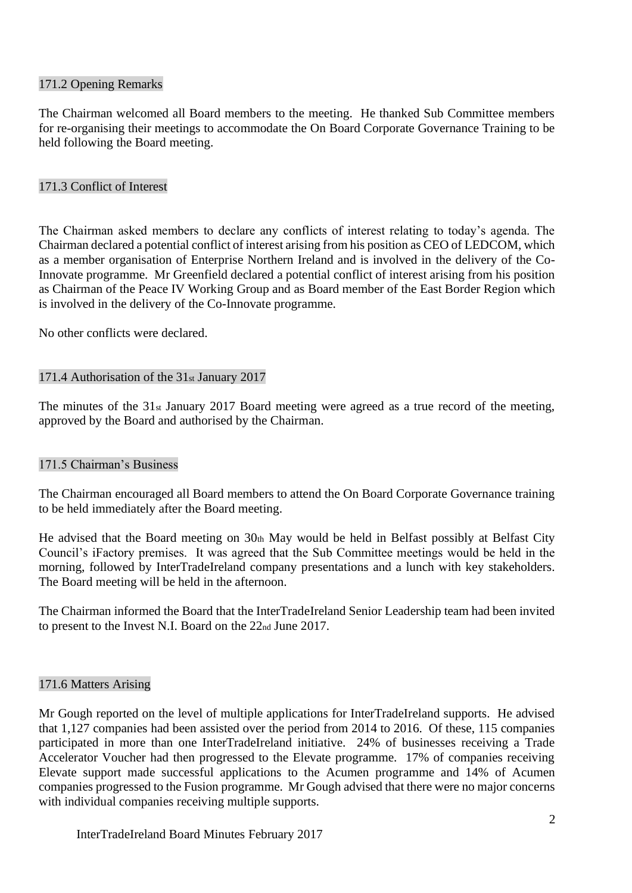## 171.2 Opening Remarks

The Chairman welcomed all Board members to the meeting. He thanked Sub Committee members for re-organising their meetings to accommodate the On Board Corporate Governance Training to be held following the Board meeting.

## 171.3 Conflict of Interest

The Chairman asked members to declare any conflicts of interest relating to today's agenda. The Chairman declared a potential conflict of interest arising from his position as CEO of LEDCOM, which as a member organisation of Enterprise Northern Ireland and is involved in the delivery of the Co-Innovate programme. Mr Greenfield declared a potential conflict of interest arising from his position as Chairman of the Peace IV Working Group and as Board member of the East Border Region which is involved in the delivery of the Co-Innovate programme.

No other conflicts were declared.

## 171.4 Authorisation of the 31st January 2017

The minutes of the 31st January 2017 Board meeting were agreed as a true record of the meeting, approved by the Board and authorised by the Chairman.

## 171.5 Chairman's Business

The Chairman encouraged all Board members to attend the On Board Corporate Governance training to be held immediately after the Board meeting.

He advised that the Board meeting on 30th May would be held in Belfast possibly at Belfast City Council's iFactory premises. It was agreed that the Sub Committee meetings would be held in the morning, followed by InterTradeIreland company presentations and a lunch with key stakeholders. The Board meeting will be held in the afternoon.

The Chairman informed the Board that the InterTradeIreland Senior Leadership team had been invited to present to the Invest N.I. Board on the 22nd June 2017.

## 171.6 Matters Arising

Mr Gough reported on the level of multiple applications for InterTradeIreland supports. He advised that 1,127 companies had been assisted over the period from 2014 to 2016. Of these, 115 companies participated in more than one InterTradeIreland initiative. 24% of businesses receiving a Trade Accelerator Voucher had then progressed to the Elevate programme. 17% of companies receiving Elevate support made successful applications to the Acumen programme and 14% of Acumen companies progressed to the Fusion programme. Mr Gough advised that there were no major concerns with individual companies receiving multiple supports.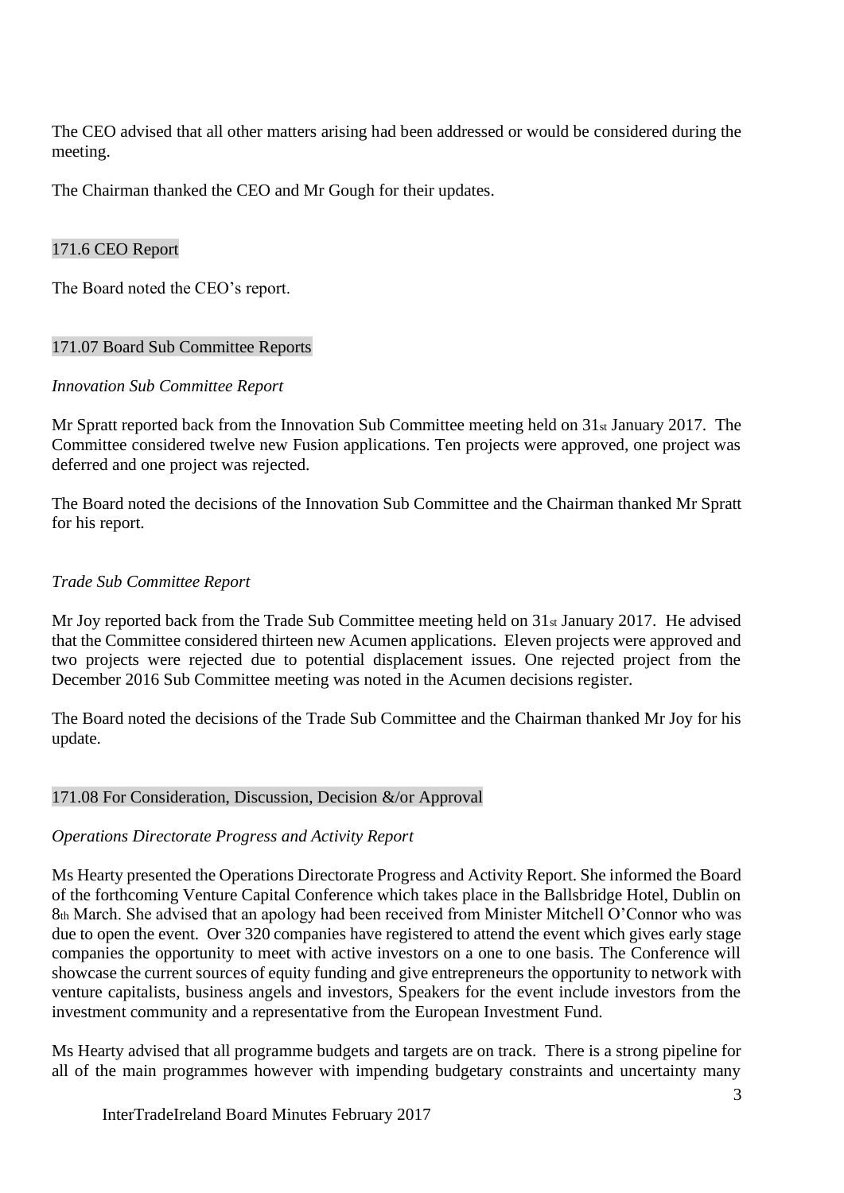The CEO advised that all other matters arising had been addressed or would be considered during the meeting.

The Chairman thanked the CEO and Mr Gough for their updates.

## 171.6 CEO Report

The Board noted the CEO's report.

## 171.07 Board Sub Committee Reports

*Innovation Sub Committee Report*

Mr Spratt reported back from the Innovation Sub Committee meeting held on 31st January 2017. The Committee considered twelve new Fusion applications. Ten projects were approved, one project was deferred and one project was rejected.

The Board noted the decisions of the Innovation Sub Committee and the Chairman thanked Mr Spratt for his report.

*Trade Sub Committee Report*

Mr Joy reported back from the Trade Sub Committee meeting held on 31st January 2017. He advised that the Committee considered thirteen new Acumen applications. Eleven projects were approved and two projects were rejected due to potential displacement issues. One rejected project from the December 2016 Sub Committee meeting was noted in the Acumen decisions register.

The Board noted the decisions of the Trade Sub Committee and the Chairman thanked Mr Joy for his update.

## 171.08 For Consideration, Discussion, Decision &/or Approval

*Operations Directorate Progress and Activity Report*

Ms Hearty presented the Operations Directorate Progress and Activity Report. She informed the Board of the forthcoming Venture Capital Conference which takes place in the Ballsbridge Hotel, Dublin on 8th March. She advised that an apology had been received from Minister Mitchell O'Connor who was due to open the event. Over 320 companies have registered to attend the event which gives early stage companies the opportunity to meet with active investors on a one to one basis. The Conference will showcase the current sources of equity funding and give entrepreneurs the opportunity to network with venture capitalists, business angels and investors, Speakers for the event include investors from the investment community and a representative from the European Investment Fund.

Ms Hearty advised that all programme budgets and targets are on track. There is a strong pipeline for all of the main programmes however with impending budgetary constraints and uncertainty many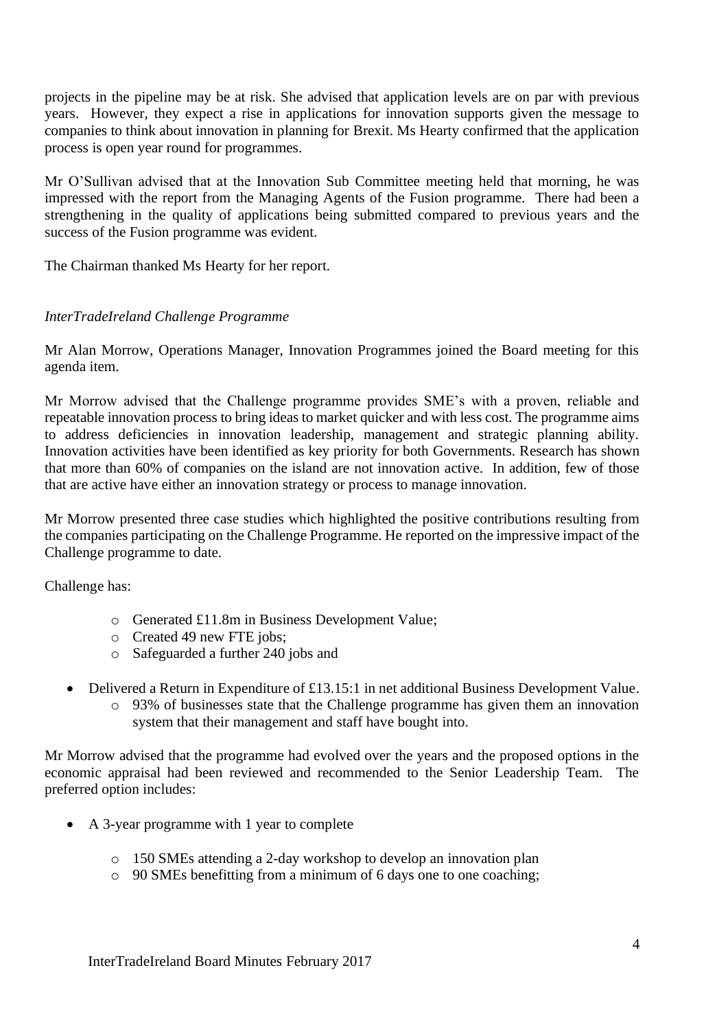projects in the pipeline may be at risk. She advised that application levels are on par with previous years. However, they expect a rise in applications for innovation supports given the message to companies to think about innovation in planning for Brexit. Ms Hearty confirmed that the application process is open year round for programmes.

Mr O'Sullivan advised that at the Innovation Sub Committee meeting held that morning, he was impressed with the report from the Managing Agents of the Fusion programme. There had been a strengthening in the quality of applications being submitted compared to previous years and the success of the Fusion programme was evident.

The Chairman thanked Ms Hearty for her report.

*InterTradeIreland Challenge Programme*

Mr Alan Morrow, Operations Manager, Innovation Programmes joined the Board meeting for this agenda item.

Mr Morrow advised that the Challenge programme provides SME's with a proven, reliable and repeatable innovation process to bring ideas to market quicker and with less cost. The programme aims to address deficiencies in innovation leadership, management and strategic planning ability. Innovation activities have been identified as key priority for both Governments. Research has shown that more than 60% of companies on the island are not innovation active. In addition, few of those that are active have either an innovation strategy or process to manage innovation.

Mr Morrow presented three case studies which highlighted the positive contributions resulting from the companies participating on the Challenge Programme. He reported on the impressive impact of the Challenge programme to date.

Challenge has:

- Generated £11.8m in Business Development Value;
- Created 49 new FTE jobs;
- Safeguarded a further 240 jobs and

- Delivered a Return in Expenditure of £13.15:1 in net additional Business Development Value.
  - 93% of businesses state that the Challenge programme has given them an innovation system that their management and staff have bought into.

Mr Morrow advised that the programme had evolved over the years and the proposed options in the economic appraisal had been reviewed and recommended to the Senior Leadership Team. The preferred option includes:

- A 3-year programme with 1 year to complete
  - 150 SMEs attending a 2-day workshop to develop an innovation plan
  - 90 SMEs benefitting from a minimum of 6 days one to one coaching;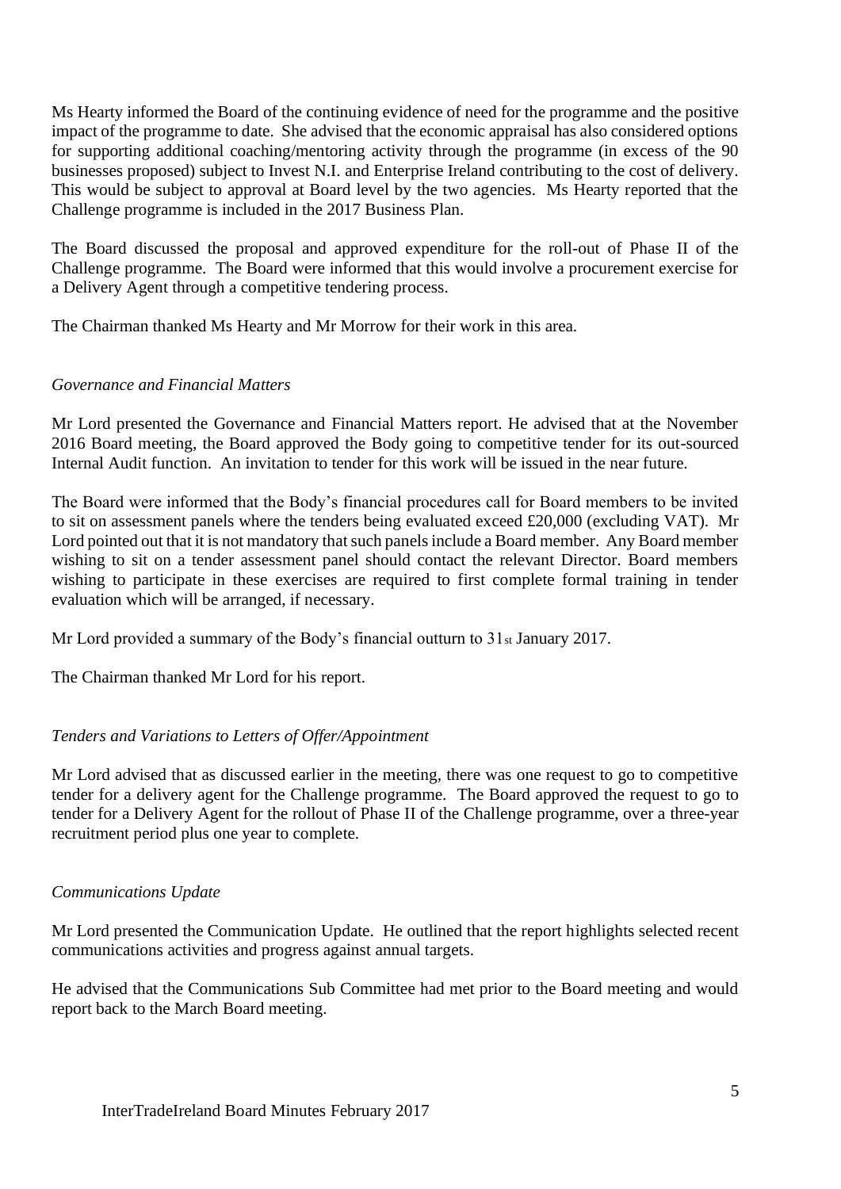Ms Hearty informed the Board of the continuing evidence of need for the programme and the positive impact of the programme to date. She advised that the economic appraisal has also considered options for supporting additional coaching/mentoring activity through the programme (in excess of the 90 businesses proposed) subject to Invest N.I. and Enterprise Ireland contributing to the cost of delivery. This would be subject to approval at Board level by the two agencies. Ms Hearty reported that the Challenge programme is included in the 2017 Business Plan.

The Board discussed the proposal and approved expenditure for the roll-out of Phase II of the Challenge programme. The Board were informed that this would involve a procurement exercise for a Delivery Agent through a competitive tendering process.

The Chairman thanked Ms Hearty and Mr Morrow for their work in this area.

*Governance and Financial Matters*

Mr Lord presented the Governance and Financial Matters report. He advised that at the November 2016 Board meeting, the Board approved the Body going to competitive tender for its out-sourced Internal Audit function. An invitation to tender for this work will be issued in the near future.

The Board were informed that the Body's financial procedures call for Board members to be invited to sit on assessment panels where the tenders being evaluated exceed £20,000 (excluding VAT). Mr Lord pointed out that it is not mandatory that such panels include a Board member. Any Board member wishing to sit on a tender assessment panel should contact the relevant Director. Board members wishing to participate in these exercises are required to first complete formal training in tender evaluation which will be arranged, if necessary.

Mr Lord provided a summary of the Body's financial outturn to 31st January 2017.

The Chairman thanked Mr Lord for his report.

*Tenders and Variations to Letters of Offer/Appointment*

Mr Lord advised that as discussed earlier in the meeting, there was one request to go to competitive tender for a delivery agent for the Challenge programme. The Board approved the request to go to tender for a Delivery Agent for the rollout of Phase II of the Challenge programme, over a three-year recruitment period plus one year to complete.

*Communications Update*

Mr Lord presented the Communication Update. He outlined that the report highlights selected recent communications activities and progress against annual targets.

He advised that the Communications Sub Committee had met prior to the Board meeting and would report back to the March Board meeting.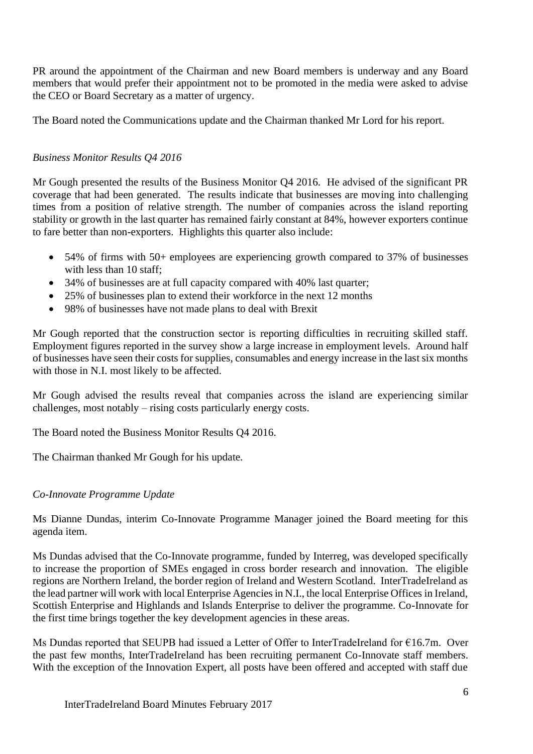PR around the appointment of the Chairman and new Board members is underway and any Board members that would prefer their appointment not to be promoted in the media were asked to advise the CEO or Board Secretary as a matter of urgency.

The Board noted the Communications update and the Chairman thanked Mr Lord for his report.

*Business Monitor Results Q4 2016*

Mr Gough presented the results of the Business Monitor Q4 2016. He advised of the significant PR coverage that had been generated. The results indicate that businesses are moving into challenging times from a position of relative strength. The number of companies across the island reporting stability or growth in the last quarter has remained fairly constant at 84%, however exporters continue to fare better than non-exporters. Highlights this quarter also include:

- 54% of firms with 50+ employees are experiencing growth compared to 37% of businesses with less than 10 staff;
- 34% of businesses are at full capacity compared with 40% last quarter;
- 25% of businesses plan to extend their workforce in the next 12 months
- 98% of businesses have not made plans to deal with Brexit

Mr Gough reported that the construction sector is reporting difficulties in recruiting skilled staff. Employment figures reported in the survey show a large increase in employment levels. Around half of businesses have seen their costs for supplies, consumables and energy increase in the last six months with those in N.I. most likely to be affected.

Mr Gough advised the results reveal that companies across the island are experiencing similar challenges, most notably – rising costs particularly energy costs.

The Board noted the Business Monitor Results Q4 2016.

The Chairman thanked Mr Gough for his update.

*Co-Innovate Programme Update*

Ms Dianne Dundas, interim Co-Innovate Programme Manager joined the Board meeting for this agenda item.

Ms Dundas advised that the Co-Innovate programme, funded by Interreg, was developed specifically to increase the proportion of SMEs engaged in cross border research and innovation. The eligible regions are Northern Ireland, the border region of Ireland and Western Scotland. InterTradeIreland as the lead partner will work with local Enterprise Agencies in N.I., the local Enterprise Offices in Ireland, Scottish Enterprise and Highlands and Islands Enterprise to deliver the programme. Co-Innovate for the first time brings together the key development agencies in these areas.

Ms Dundas reported that SEUPB had issued a Letter of Offer to InterTradeIreland for €16.7m. Over the past few months, InterTradeIreland has been recruiting permanent Co-Innovate staff members. With the exception of the Innovation Expert, all posts have been offered and accepted with staff due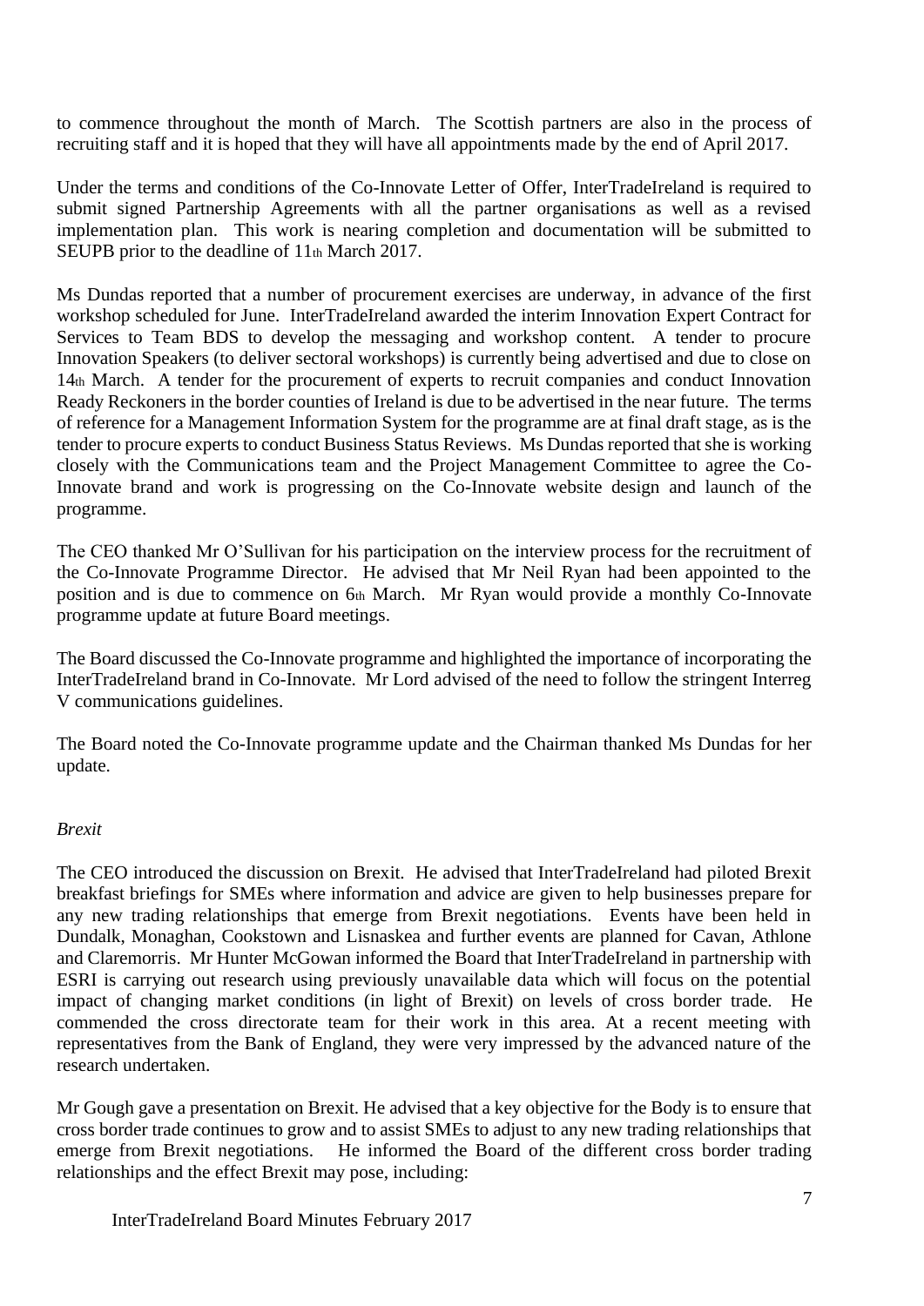to commence throughout the month of March. The Scottish partners are also in the process of recruiting staff and it is hoped that they will have all appointments made by the end of April 2017.

Under the terms and conditions of the Co-Innovate Letter of Offer, InterTradeIreland is required to submit signed Partnership Agreements with all the partner organisations as well as a revised implementation plan. This work is nearing completion and documentation will be submitted to SEUPB prior to the deadline of 11th March 2017.

Ms Dundas reported that a number of procurement exercises are underway, in advance of the first workshop scheduled for June. InterTradeIreland awarded the interim Innovation Expert Contract for Services to Team BDS to develop the messaging and workshop content. A tender to procure Innovation Speakers (to deliver sectoral workshops) is currently being advertised and due to close on 14th March. A tender for the procurement of experts to recruit companies and conduct Innovation Ready Reckoners in the border counties of Ireland is due to be advertised in the near future. The terms of reference for a Management Information System for the programme are at final draft stage, as is the tender to procure experts to conduct Business Status Reviews. Ms Dundas reported that she is working closely with the Communications team and the Project Management Committee to agree the Co-Innovate brand and work is progressing on the Co-Innovate website design and launch of the programme.

The CEO thanked Mr O'Sullivan for his participation on the interview process for the recruitment of the Co-Innovate Programme Director. He advised that Mr Neil Ryan had been appointed to the position and is due to commence on 6th March. Mr Ryan would provide a monthly Co-Innovate programme update at future Board meetings.

The Board discussed the Co-Innovate programme and highlighted the importance of incorporating the InterTradeIreland brand in Co-Innovate. Mr Lord advised of the need to follow the stringent Interreg V communications guidelines.

The Board noted the Co-Innovate programme update and the Chairman thanked Ms Dundas for her update.

*Brexit*

The CEO introduced the discussion on Brexit. He advised that InterTradeIreland had piloted Brexit breakfast briefings for SMEs where information and advice are given to help businesses prepare for any new trading relationships that emerge from Brexit negotiations. Events have been held in Dundalk, Monaghan, Cookstown and Lisnaskea and further events are planned for Cavan, Athlone and Claremorris. Mr Hunter McGowan informed the Board that InterTradeIreland in partnership with ESRI is carrying out research using previously unavailable data which will focus on the potential impact of changing market conditions (in light of Brexit) on levels of cross border trade. He commended the cross directorate team for their work in this area. At a recent meeting with representatives from the Bank of England, they were very impressed by the advanced nature of the research undertaken.

Mr Gough gave a presentation on Brexit. He advised that a key objective for the Body is to ensure that cross border trade continues to grow and to assist SMEs to adjust to any new trading relationships that emerge from Brexit negotiations. He informed the Board of the different cross border trading relationships and the effect Brexit may pose, including: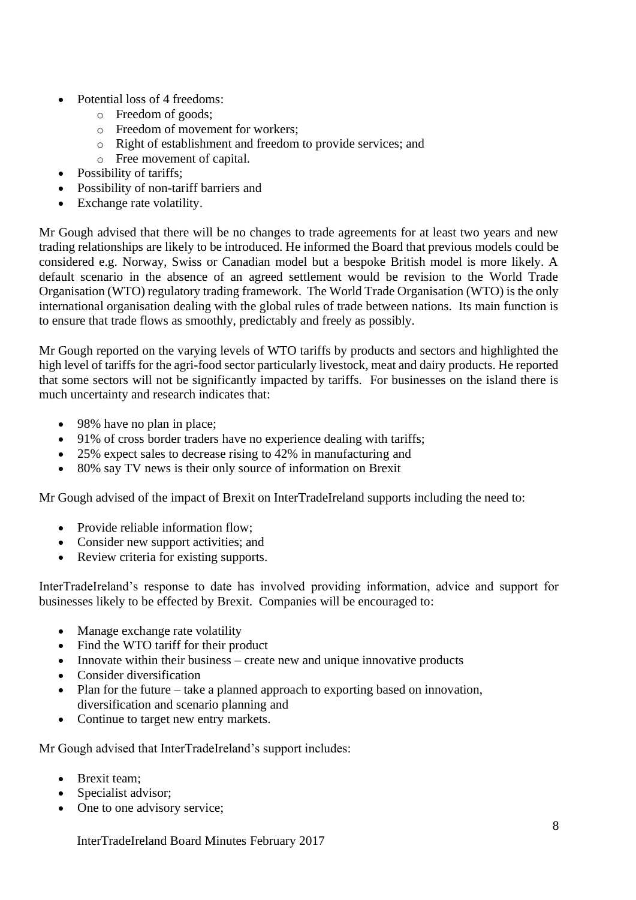- Potential loss of 4 freedoms:
  - Freedom of goods;
  - Freedom of movement for workers;
  - Right of establishment and freedom to provide services; and
  - Free movement of capital.
- Possibility of tariffs;
- Possibility of non-tariff barriers and
- Exchange rate volatility.

Mr Gough advised that there will be no changes to trade agreements for at least two years and new trading relationships are likely to be introduced. He informed the Board that previous models could be considered e.g. Norway, Swiss or Canadian model but a bespoke British model is more likely. A default scenario in the absence of an agreed settlement would be revision to the World Trade Organisation (WTO) regulatory trading framework. The World Trade Organisation (WTO) is the only international organisation dealing with the global rules of trade between nations. Its main function is to ensure that trade flows as smoothly, predictably and freely as possibly.

Mr Gough reported on the varying levels of WTO tariffs by products and sectors and highlighted the high level of tariffs for the agri-food sector particularly livestock, meat and dairy products. He reported that some sectors will not be significantly impacted by tariffs. For businesses on the island there is much uncertainty and research indicates that:

- 98% have no plan in place;
- 91% of cross border traders have no experience dealing with tariffs;
- 25% expect sales to decrease rising to 42% in manufacturing and
- 80% say TV news is their only source of information on Brexit

Mr Gough advised of the impact of Brexit on InterTradeIreland supports including the need to:

- Provide reliable information flow;
- Consider new support activities; and
- Review criteria for existing supports.

InterTradeIreland's response to date has involved providing information, advice and support for businesses likely to be effected by Brexit. Companies will be encouraged to:

- Manage exchange rate volatility
- Find the WTO tariff for their product
- Innovate within their business – create new and unique innovative products
- Consider diversification
- Plan for the future – take a planned approach to exporting based on innovation, diversification and scenario planning and
- Continue to target new entry markets.

Mr Gough advised that InterTradeIreland's support includes:

- Brexit team;
- Specialist advisor;
- One to one advisory service;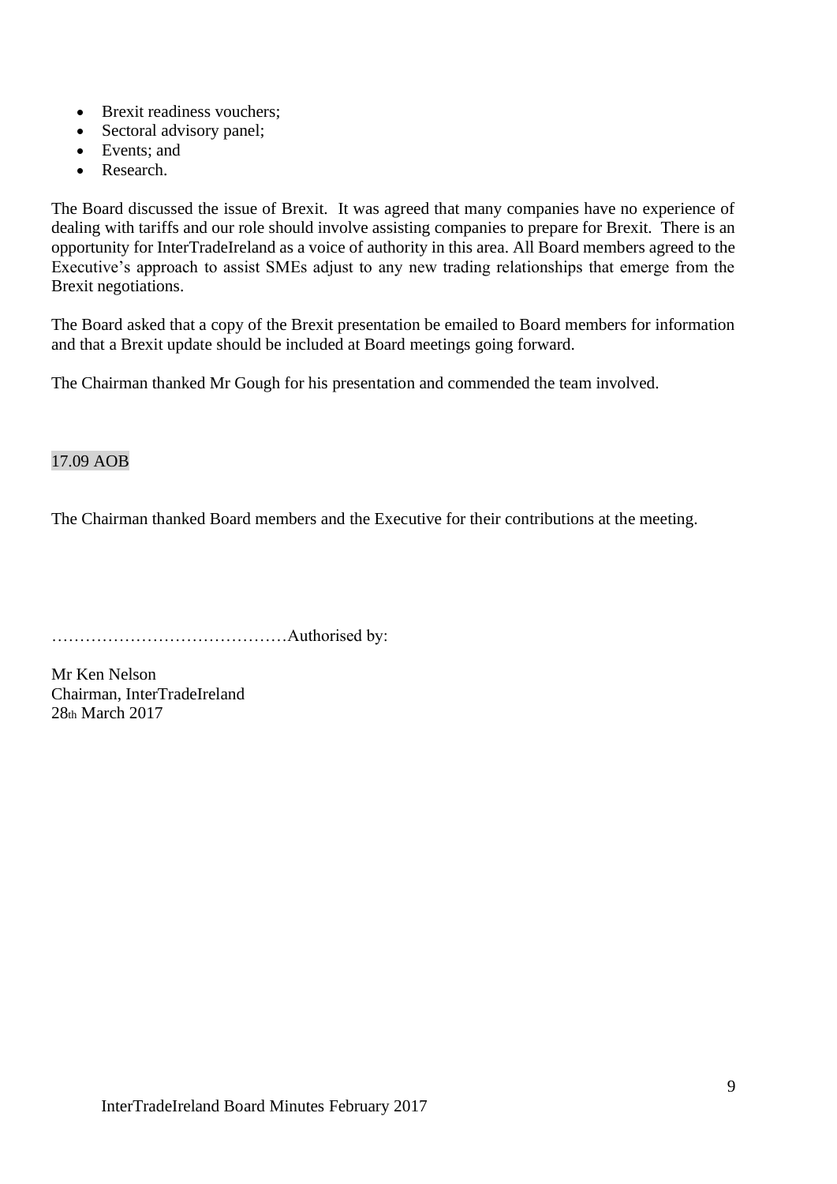- Brexit readiness vouchers;
- Sectoral advisory panel;
- Events; and
- Research.

The Board discussed the issue of Brexit. It was agreed that many companies have no experience of dealing with tariffs and our role should involve assisting companies to prepare for Brexit. There is an opportunity for InterTradeIreland as a voice of authority in this area. All Board members agreed to the Executive's approach to assist SMEs adjust to any new trading relationships that emerge from the Brexit negotiations.

The Board asked that a copy of the Brexit presentation be emailed to Board members for information and that a Brexit update should be included at Board meetings going forward.

The Chairman thanked Mr Gough for his presentation and commended the team involved.

## 17.09 AOB

The Chairman thanked Board members and the Executive for their contributions at the meeting.

……………………………………Authorised by:

Mr Ken Nelson
Chairman, InterTradeIreland
28th March 2017